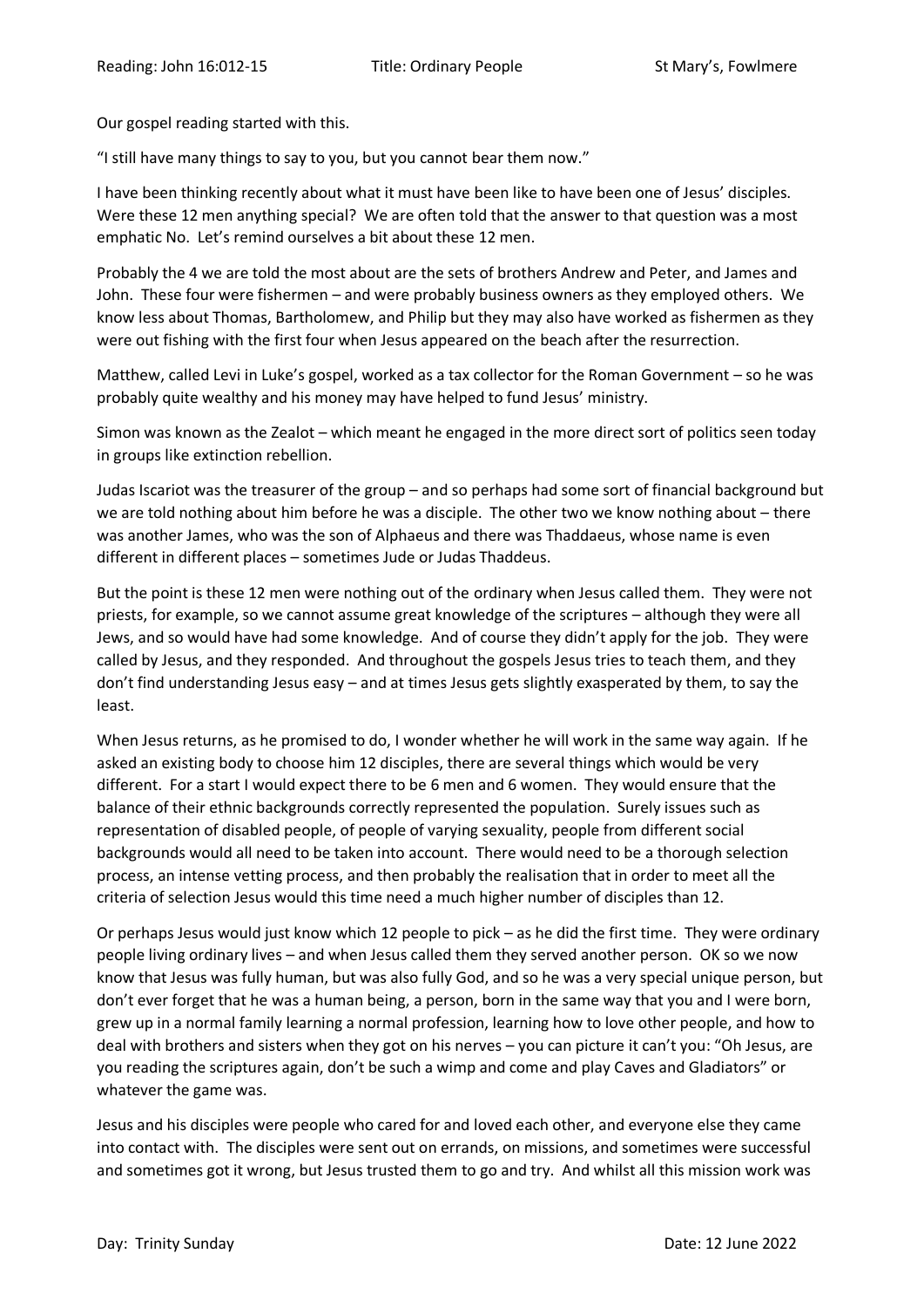Our gospel reading started with this.

"I still have many things to say to you, but you cannot bear them now."

I have been thinking recently about what it must have been like to have been one of Jesus' disciples. Were these 12 men anything special? We are often told that the answer to that question was a most emphatic No. Let's remind ourselves a bit about these 12 men.

Probably the 4 we are told the most about are the sets of brothers Andrew and Peter, and James and John. These four were fishermen – and were probably business owners as they employed others. We know less about Thomas, Bartholomew, and Philip but they may also have worked as fishermen as they were out fishing with the first four when Jesus appeared on the beach after the resurrection.

Matthew, called Levi in Luke's gospel, worked as a tax collector for the Roman Government – so he was probably quite wealthy and his money may have helped to fund Jesus' ministry.

Simon was known as the Zealot – which meant he engaged in the more direct sort of politics seen today in groups like extinction rebellion.

Judas Iscariot was the treasurer of the group – and so perhaps had some sort of financial background but we are told nothing about him before he was a disciple. The other two we know nothing about – there was another James, who was the son of Alphaeus and there was Thaddaeus, whose name is even different in different places – sometimes Jude or Judas Thaddeus.

But the point is these 12 men were nothing out of the ordinary when Jesus called them. They were not priests, for example, so we cannot assume great knowledge of the scriptures – although they were all Jews, and so would have had some knowledge. And of course they didn't apply for the job. They were called by Jesus, and they responded. And throughout the gospels Jesus tries to teach them, and they don't find understanding Jesus easy – and at times Jesus gets slightly exasperated by them, to say the least.

When Jesus returns, as he promised to do, I wonder whether he will work in the same way again. If he asked an existing body to choose him 12 disciples, there are several things which would be very different. For a start I would expect there to be 6 men and 6 women. They would ensure that the balance of their ethnic backgrounds correctly represented the population. Surely issues such as representation of disabled people, of people of varying sexuality, people from different social backgrounds would all need to be taken into account. There would need to be a thorough selection process, an intense vetting process, and then probably the realisation that in order to meet all the criteria of selection Jesus would this time need a much higher number of disciples than 12.

Or perhaps Jesus would just know which 12 people to pick – as he did the first time. They were ordinary people living ordinary lives – and when Jesus called them they served another person. OK so we now know that Jesus was fully human, but was also fully God, and so he was a very special unique person, but don't ever forget that he was a human being, a person, born in the same way that you and I were born, grew up in a normal family learning a normal profession, learning how to love other people, and how to deal with brothers and sisters when they got on his nerves – you can picture it can't you: "Oh Jesus, are you reading the scriptures again, don't be such a wimp and come and play Caves and Gladiators" or whatever the game was.

Jesus and his disciples were people who cared for and loved each other, and everyone else they came into contact with. The disciples were sent out on errands, on missions, and sometimes were successful and sometimes got it wrong, but Jesus trusted them to go and try. And whilst all this mission work was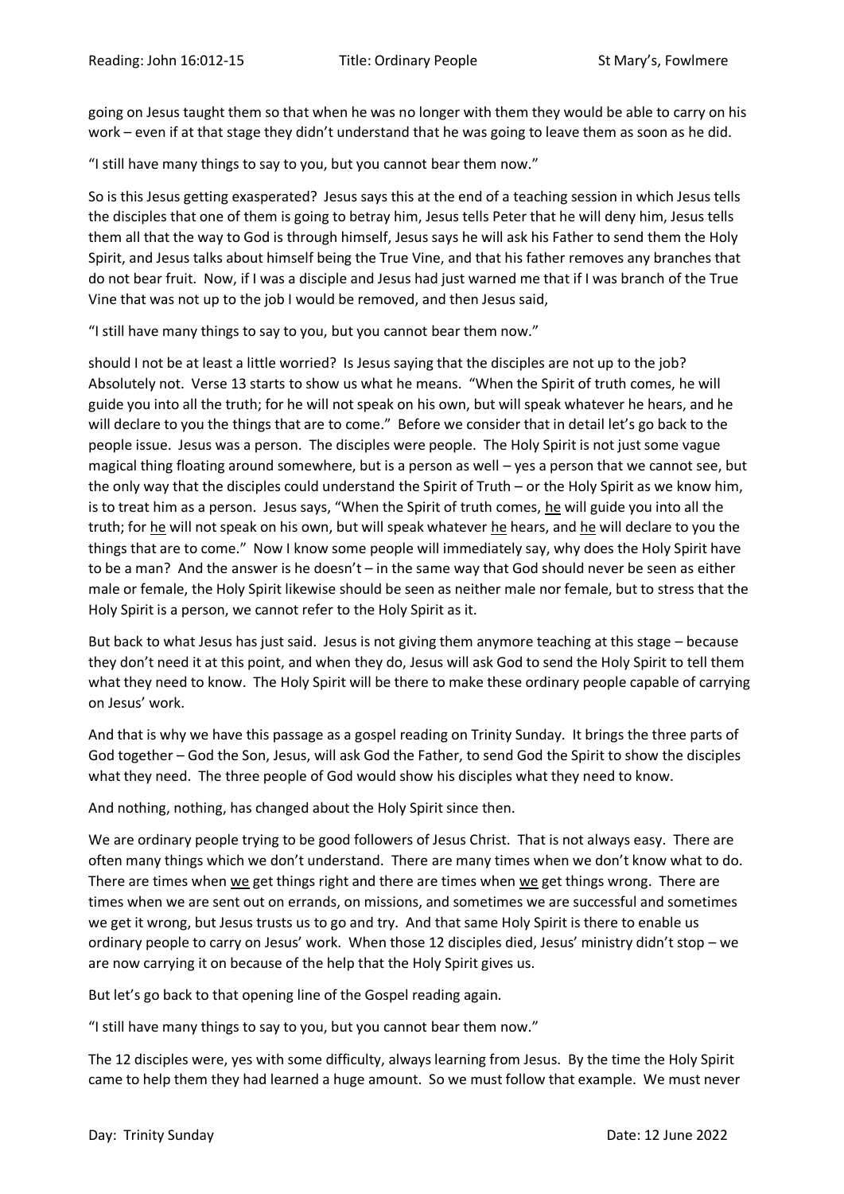going on Jesus taught them so that when he was no longer with them they would be able to carry on his work – even if at that stage they didn't understand that he was going to leave them as soon as he did.

"I still have many things to say to you, but you cannot bear them now."

So is this Jesus getting exasperated? Jesus says this at the end of a teaching session in which Jesus tells the disciples that one of them is going to betray him, Jesus tells Peter that he will deny him, Jesus tells them all that the way to God is through himself, Jesus says he will ask his Father to send them the Holy Spirit, and Jesus talks about himself being the True Vine, and that his father removes any branches that do not bear fruit. Now, if I was a disciple and Jesus had just warned me that if I was branch of the True Vine that was not up to the job I would be removed, and then Jesus said,

"I still have many things to say to you, but you cannot bear them now."

should I not be at least a little worried? Is Jesus saying that the disciples are not up to the job? Absolutely not. Verse 13 starts to show us what he means. "When the Spirit of truth comes, he will guide you into all the truth; for he will not speak on his own, but will speak whatever he hears, and he will declare to you the things that are to come." Before we consider that in detail let's go back to the people issue. Jesus was a person. The disciples were people. The Holy Spirit is not just some vague magical thing floating around somewhere, but is a person as well – yes a person that we cannot see, but the only way that the disciples could understand the Spirit of Truth – or the Holy Spirit as we know him, is to treat him as a person. Jesus says, "When the Spirit of truth comes, <u>he</u> will guide you into all the truth; for <u>he</u> will not speak on his own, but will speak whatever <u>he</u> hears, and <u>he</u> will declare to you the things that are to come." Now I know some people will immediately say, why does the Holy Spirit have to be a man? And the answer is he doesn't – in the same way that God should never be seen as either male or female, the Holy Spirit likewise should be seen as neither male nor female, but to stress that the Holy Spirit is a person, we cannot refer to the Holy Spirit as it.

But back to what Jesus has just said. Jesus is not giving them anymore teaching at this stage – because they don't need it at this point, and when they do, Jesus will ask God to send the Holy Spirit to tell them what they need to know. The Holy Spirit will be there to make these ordinary people capable of carrying on Jesus' work.

And that is why we have this passage as a gospel reading on Trinity Sunday. It brings the three parts of God together – God the Son, Jesus, will ask God the Father, to send God the Spirit to show the disciples what they need. The three people of God would show his disciples what they need to know.

And nothing, nothing, has changed about the Holy Spirit since then.

We are ordinary people trying to be good followers of Jesus Christ. That is not always easy. There are often many things which we don't understand. There are many times when we don't know what to do. There are times when <u>we</u> get things right and there are times when <u>we</u> get things wrong. There are times when we are sent out on errands, on missions, and sometimes we are successful and sometimes we get it wrong, but Jesus trusts us to go and try. And that same Holy Spirit is there to enable us ordinary people to carry on Jesus' work. When those 12 disciples died, Jesus' ministry didn't stop – we are now carrying it on because of the help that the Holy Spirit gives us.

But let's go back to that opening line of the Gospel reading again.

"I still have many things to say to you, but you cannot bear them now."

The 12 disciples were, yes with some difficulty, always learning from Jesus. By the time the Holy Spirit came to help them they had learned a huge amount. So we must follow that example. We must never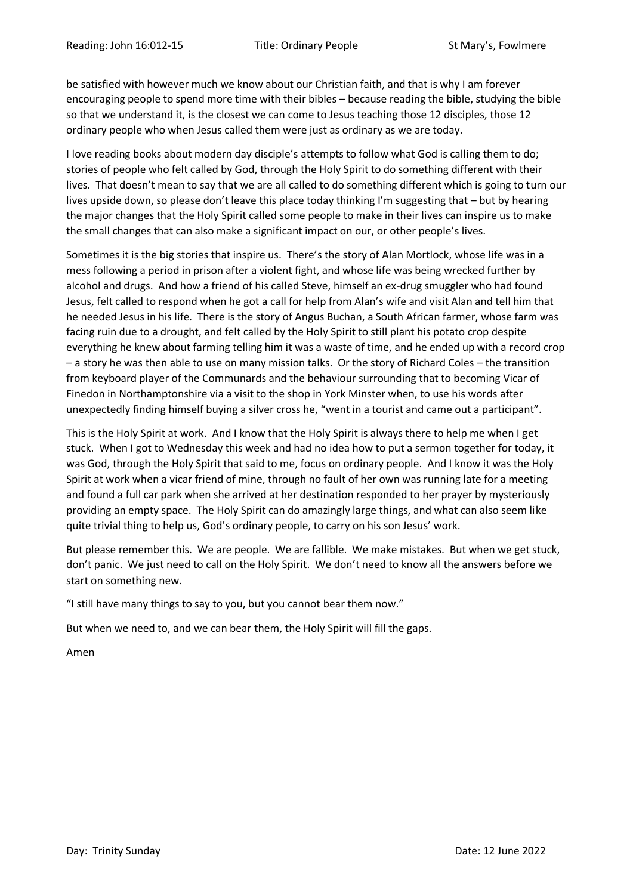be satisfied with however much we know about our Christian faith, and that is why I am forever encouraging people to spend more time with their bibles – because reading the bible, studying the bible so that we understand it, is the closest we can come to Jesus teaching those 12 disciples, those 12 ordinary people who when Jesus called them were just as ordinary as we are today.

I love reading books about modern day disciple's attempts to follow what God is calling them to do; stories of people who felt called by God, through the Holy Spirit to do something different with their lives. That doesn't mean to say that we are all called to do something different which is going to turn our lives upside down, so please don't leave this place today thinking I'm suggesting that – but by hearing the major changes that the Holy Spirit called some people to make in their lives can inspire us to make the small changes that can also make a significant impact on our, or other people's lives.

Sometimes it is the big stories that inspire us. There's the story of Alan Mortlock, whose life was in a mess following a period in prison after a violent fight, and whose life was being wrecked further by alcohol and drugs. And how a friend of his called Steve, himself an ex-drug smuggler who had found Jesus, felt called to respond when he got a call for help from Alan's wife and visit Alan and tell him that he needed Jesus in his life. There is the story of Angus Buchan, a South African farmer, whose farm was facing ruin due to a drought, and felt called by the Holy Spirit to still plant his potato crop despite everything he knew about farming telling him it was a waste of time, and he ended up with a record crop – a story he was then able to use on many mission talks. Or the story of Richard Coles – the transition from keyboard player of the Communards and the behaviour surrounding that to becoming Vicar of Finedon in Northamptonshire via a visit to the shop in York Minster when, to use his words after unexpectedly finding himself buying a silver cross he, "went in a tourist and came out a participant".

This is the Holy Spirit at work. And I know that the Holy Spirit is always there to help me when I get stuck. When I got to Wednesday this week and had no idea how to put a sermon together for today, it was God, through the Holy Spirit that said to me, focus on ordinary people. And I know it was the Holy Spirit at work when a vicar friend of mine, through no fault of her own was running late for a meeting and found a full car park when she arrived at her destination responded to her prayer by mysteriously providing an empty space. The Holy Spirit can do amazingly large things, and what can also seem like quite trivial thing to help us, God's ordinary people, to carry on his son Jesus' work.

But please remember this. We are people. We are fallible. We make mistakes. But when we get stuck, don't panic. We just need to call on the Holy Spirit. We don't need to know all the answers before we start on something new.

"I still have many things to say to you, but you cannot bear them now."

But when we need to, and we can bear them, the Holy Spirit will fill the gaps.

Amen